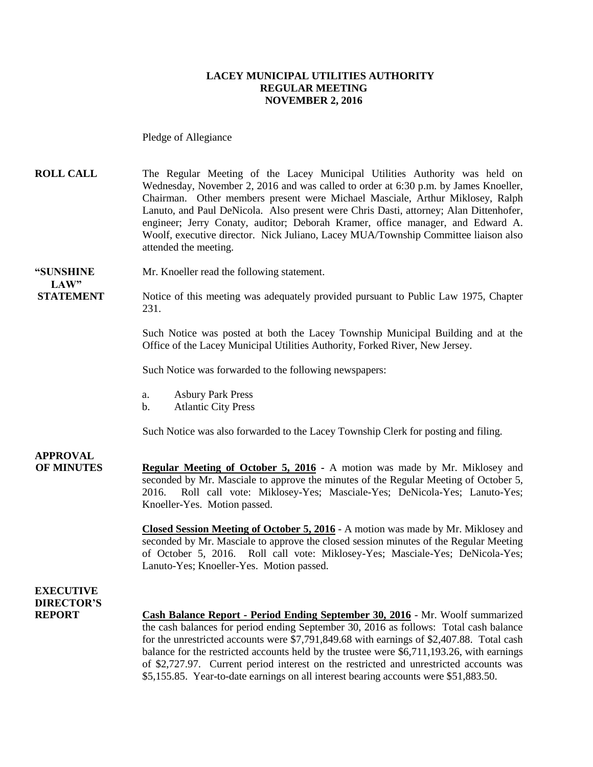# LACEY MUNICIPAL UTILITIES AUTHORITY
# REGULAR MEETING
# NOVEMBER 2, 2016

Pledge of Allegiance

**ROLL CALL**

The Regular Meeting of the Lacey Municipal Utilities Authority was held on Wednesday, November 2, 2016 and was called to order at 6:30 p.m. by James Knoeller, Chairman. Other members present were Michael Masciale, Arthur Miklosey, Ralph Lanuto, and Paul DeNicola. Also present were Chris Dasti, attorney; Alan Dittenhofer, engineer; Jerry Conaty, auditor; Deborah Kramer, office manager, and Edward A. Woolf, executive director. Nick Juliano, Lacey MUA/Township Committee liaison also attended the meeting.

**"SUNSHINE LAW" STATEMENT**

Mr. Knoeller read the following statement.

Notice of this meeting was adequately provided pursuant to Public Law 1975, Chapter 231.

Such Notice was posted at both the Lacey Township Municipal Building and at the Office of the Lacey Municipal Utilities Authority, Forked River, New Jersey.

Such Notice was forwarded to the following newspapers:

a. Asbury Park Press
b. Atlantic City Press

Such Notice was also forwarded to the Lacey Township Clerk for posting and filing.

**APPROVAL OF MINUTES**

**Regular Meeting of October 5, 2016** - A motion was made by Mr. Miklosey and seconded by Mr. Masciale to approve the minutes of the Regular Meeting of October 5, 2016. Roll call vote: Miklosey-Yes; Masciale-Yes; DeNicola-Yes; Lanuto-Yes; Knoeller-Yes. Motion passed.

**Closed Session Meeting of October 5, 2016** - A motion was made by Mr. Miklosey and seconded by Mr. Masciale to approve the closed session minutes of the Regular Meeting of October 5, 2016. Roll call vote: Miklosey-Yes; Masciale-Yes; DeNicola-Yes; Lanuto-Yes; Knoeller-Yes. Motion passed.

**EXECUTIVE DIRECTOR'S REPORT**

**Cash Balance Report - Period Ending September 30, 2016** - Mr. Woolf summarized the cash balances for period ending September 30, 2016 as follows: Total cash balance for the unrestricted accounts were $7,791,849.68 with earnings of $2,407.88. Total cash balance for the restricted accounts held by the trustee were $6,711,193.26, with earnings of $2,727.97. Current period interest on the restricted and unrestricted accounts was $5,155.85. Year-to-date earnings on all interest bearing accounts were $51,883.50.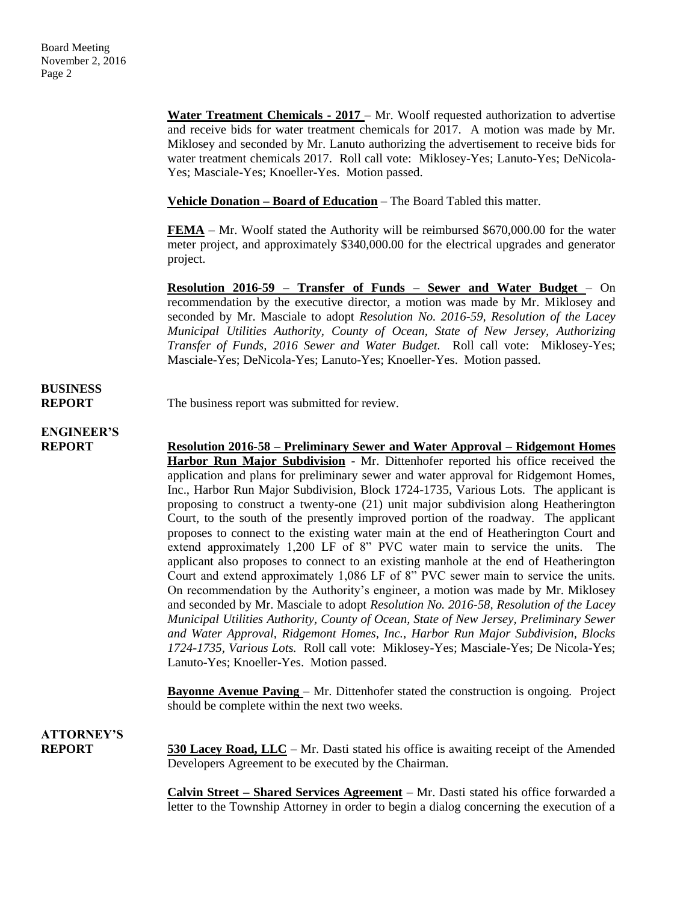**Water Treatment Chemicals - 2017** – Mr. Woolf requested authorization to advertise and receive bids for water treatment chemicals for 2017. A motion was made by Mr. Miklosey and seconded by Mr. Lanuto authorizing the advertisement to receive bids for water treatment chemicals 2017. Roll call vote: Miklosey-Yes; Lanuto-Yes; DeNicola-Yes; Masciale-Yes; Knoeller-Yes. Motion passed.

**Vehicle Donation – Board of Education** – The Board Tabled this matter.

**FEMA** – Mr. Woolf stated the Authority will be reimbursed $670,000.00 for the water meter project, and approximately $340,000.00 for the electrical upgrades and generator project.

**Resolution 2016-59 – Transfer of Funds – Sewer and Water Budget** – On recommendation by the executive director, a motion was made by Mr. Miklosey and seconded by Mr. Masciale to adopt *Resolution No. 2016-59, Resolution of the Lacey Municipal Utilities Authority, County of Ocean, State of New Jersey, Authorizing Transfer of Funds, 2016 Sewer and Water Budget.* Roll call vote: Miklosey-Yes; Masciale-Yes; DeNicola-Yes; Lanuto-Yes; Knoeller-Yes. Motion passed.

**BUSINESS REPORT**

The business report was submitted for review.

**ENGINEER'S REPORT**

**Resolution 2016-58 – Preliminary Sewer and Water Approval – Ridgemont Homes Harbor Run Major Subdivision** - Mr. Dittenhofer reported his office received the application and plans for preliminary sewer and water approval for Ridgemont Homes, Inc., Harbor Run Major Subdivision, Block 1724-1735, Various Lots. The applicant is proposing to construct a twenty-one (21) unit major subdivision along Heatherington Court, to the south of the presently improved portion of the roadway. The applicant proposes to connect to the existing water main at the end of Heatherington Court and extend approximately 1,200 LF of 8" PVC water main to service the units. The applicant also proposes to connect to an existing manhole at the end of Heatherington Court and extend approximately 1,086 LF of 8" PVC sewer main to service the units. On recommendation by the Authority's engineer, a motion was made by Mr. Miklosey and seconded by Mr. Masciale to adopt *Resolution No. 2016-58, Resolution of the Lacey Municipal Utilities Authority, County of Ocean, State of New Jersey, Preliminary Sewer and Water Approval, Ridgemont Homes, Inc., Harbor Run Major Subdivision, Blocks 1724-1735, Various Lots.* Roll call vote: Miklosey-Yes; Masciale-Yes; De Nicola-Yes; Lanuto-Yes; Knoeller-Yes. Motion passed.

**Bayonne Avenue Paving** – Mr. Dittenhofer stated the construction is ongoing. Project should be complete within the next two weeks.

**ATTORNEY'S REPORT**

**530 Lacey Road, LLC** – Mr. Dasti stated his office is awaiting receipt of the Amended Developers Agreement to be executed by the Chairman.

**Calvin Street – Shared Services Agreement** – Mr. Dasti stated his office forwarded a letter to the Township Attorney in order to begin a dialog concerning the execution of a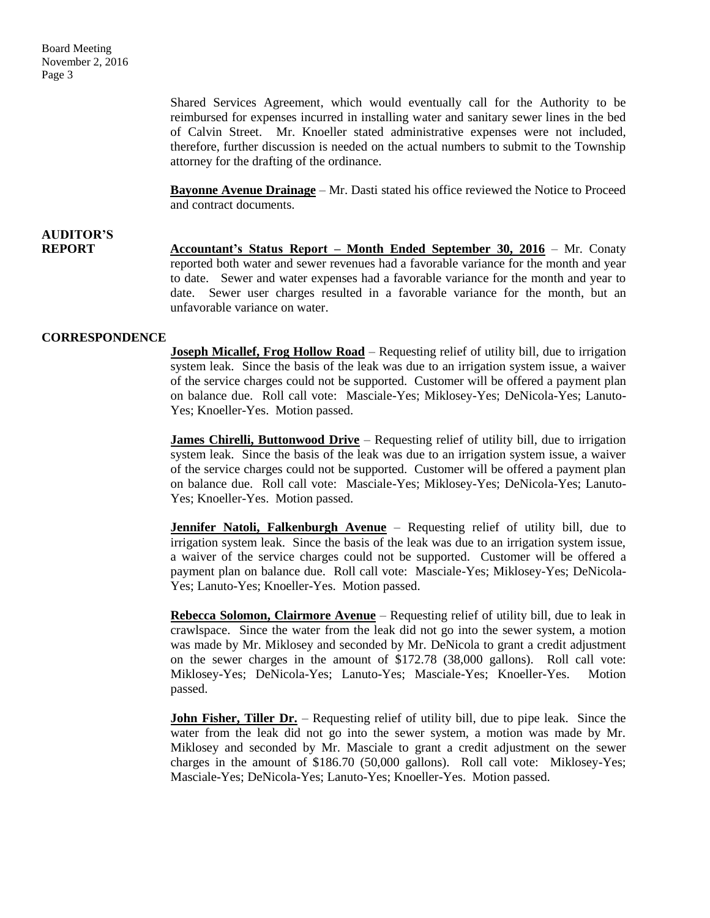Shared Services Agreement, which would eventually call for the Authority to be reimbursed for expenses incurred in installing water and sanitary sewer lines in the bed of Calvin Street. Mr. Knoeller stated administrative expenses were not included, therefore, further discussion is needed on the actual numbers to submit to the Township attorney for the drafting of the ordinance.

**Bayonne Avenue Drainage** – Mr. Dasti stated his office reviewed the Notice to Proceed and contract documents.

**AUDITOR'S REPORT**

**Accountant's Status Report – Month Ended September 30, 2016** – Mr. Conaty reported both water and sewer revenues had a favorable variance for the month and year to date. Sewer and water expenses had a favorable variance for the month and year to date. Sewer user charges resulted in a favorable variance for the month, but an unfavorable variance on water.

**CORRESPONDENCE**

**Joseph Micallef, Frog Hollow Road** – Requesting relief of utility bill, due to irrigation system leak. Since the basis of the leak was due to an irrigation system issue, a waiver of the service charges could not be supported. Customer will be offered a payment plan on balance due. Roll call vote: Masciale-Yes; Miklosey-Yes; DeNicola-Yes; Lanuto-Yes; Knoeller-Yes. Motion passed.

**James Chirelli, Buttonwood Drive** – Requesting relief of utility bill, due to irrigation system leak. Since the basis of the leak was due to an irrigation system issue, a waiver of the service charges could not be supported. Customer will be offered a payment plan on balance due. Roll call vote: Masciale-Yes; Miklosey-Yes; DeNicola-Yes; Lanuto-Yes; Knoeller-Yes. Motion passed.

**Jennifer Natoli, Falkenburgh Avenue** – Requesting relief of utility bill, due to irrigation system leak. Since the basis of the leak was due to an irrigation system issue, a waiver of the service charges could not be supported. Customer will be offered a payment plan on balance due. Roll call vote: Masciale-Yes; Miklosey-Yes; DeNicola-Yes; Lanuto-Yes; Knoeller-Yes. Motion passed.

**Rebecca Solomon, Clairmore Avenue** – Requesting relief of utility bill, due to leak in crawlspace. Since the water from the leak did not go into the sewer system, a motion was made by Mr. Miklosey and seconded by Mr. DeNicola to grant a credit adjustment on the sewer charges in the amount of $172.78 (38,000 gallons). Roll call vote: Miklosey-Yes; DeNicola-Yes; Lanuto-Yes; Masciale-Yes; Knoeller-Yes. Motion passed.

**John Fisher, Tiller Dr.** – Requesting relief of utility bill, due to pipe leak. Since the water from the leak did not go into the sewer system, a motion was made by Mr. Miklosey and seconded by Mr. Masciale to grant a credit adjustment on the sewer charges in the amount of $186.70 (50,000 gallons). Roll call vote: Miklosey-Yes; Masciale-Yes; DeNicola-Yes; Lanuto-Yes; Knoeller-Yes. Motion passed.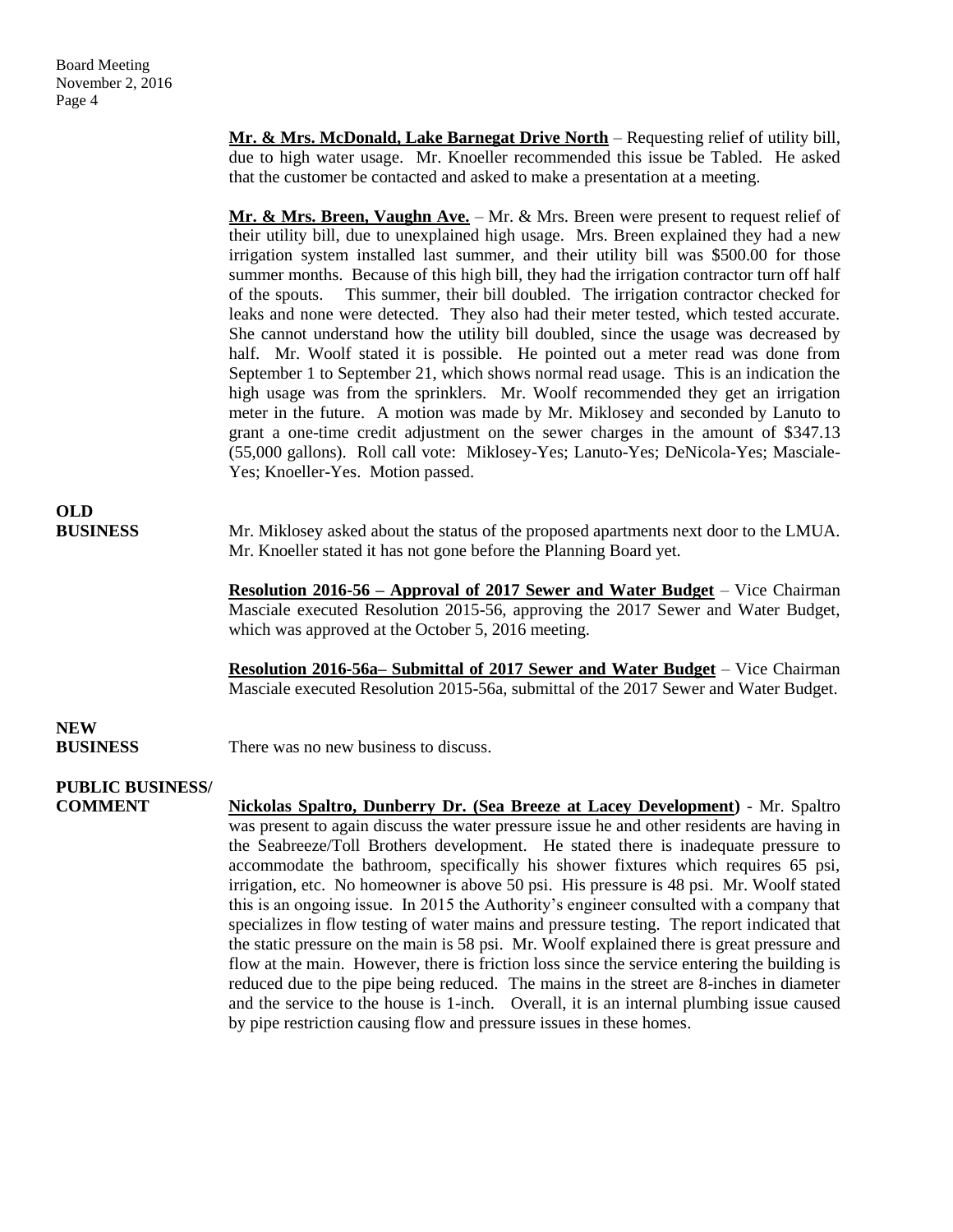**Mr. & Mrs. McDonald, Lake Barnegat Drive North** – Requesting relief of utility bill, due to high water usage. Mr. Knoeller recommended this issue be Tabled. He asked that the customer be contacted and asked to make a presentation at a meeting.

**Mr. & Mrs. Breen, Vaughn Ave.** – Mr. & Mrs. Breen were present to request relief of their utility bill, due to unexplained high usage. Mrs. Breen explained they had a new irrigation system installed last summer, and their utility bill was $500.00 for those summer months. Because of this high bill, they had the irrigation contractor turn off half of the spouts. This summer, their bill doubled. The irrigation contractor checked for leaks and none were detected. They also had their meter tested, which tested accurate. She cannot understand how the utility bill doubled, since the usage was decreased by half. Mr. Woolf stated it is possible. He pointed out a meter read was done from September 1 to September 21, which shows normal read usage. This is an indication the high usage was from the sprinklers. Mr. Woolf recommended they get an irrigation meter in the future. A motion was made by Mr. Miklosey and seconded by Lanuto to grant a one-time credit adjustment on the sewer charges in the amount of $347.13 (55,000 gallons). Roll call vote: Miklosey-Yes; Lanuto-Yes; DeNicola-Yes; Masciale-Yes; Knoeller-Yes. Motion passed.

**OLD BUSINESS**

Mr. Miklosey asked about the status of the proposed apartments next door to the LMUA. Mr. Knoeller stated it has not gone before the Planning Board yet.

**Resolution 2016-56 – Approval of 2017 Sewer and Water Budget** – Vice Chairman Masciale executed Resolution 2015-56, approving the 2017 Sewer and Water Budget, which was approved at the October 5, 2016 meeting.

**Resolution 2016-56a– Submittal of 2017 Sewer and Water Budget** – Vice Chairman Masciale executed Resolution 2015-56a, submittal of the 2017 Sewer and Water Budget.

**NEW BUSINESS**

There was no new business to discuss.

**PUBLIC BUSINESS/ COMMENT**

**Nickolas Spaltro, Dunberry Dr. (Sea Breeze at Lacey Development)** - Mr. Spaltro was present to again discuss the water pressure issue he and other residents are having in the Seabreeze/Toll Brothers development. He stated there is inadequate pressure to accommodate the bathroom, specifically his shower fixtures which requires 65 psi, irrigation, etc. No homeowner is above 50 psi. His pressure is 48 psi. Mr. Woolf stated this is an ongoing issue. In 2015 the Authority's engineer consulted with a company that specializes in flow testing of water mains and pressure testing. The report indicated that the static pressure on the main is 58 psi. Mr. Woolf explained there is great pressure and flow at the main. However, there is friction loss since the service entering the building is reduced due to the pipe being reduced. The mains in the street are 8-inches in diameter and the service to the house is 1-inch. Overall, it is an internal plumbing issue caused by pipe restriction causing flow and pressure issues in these homes.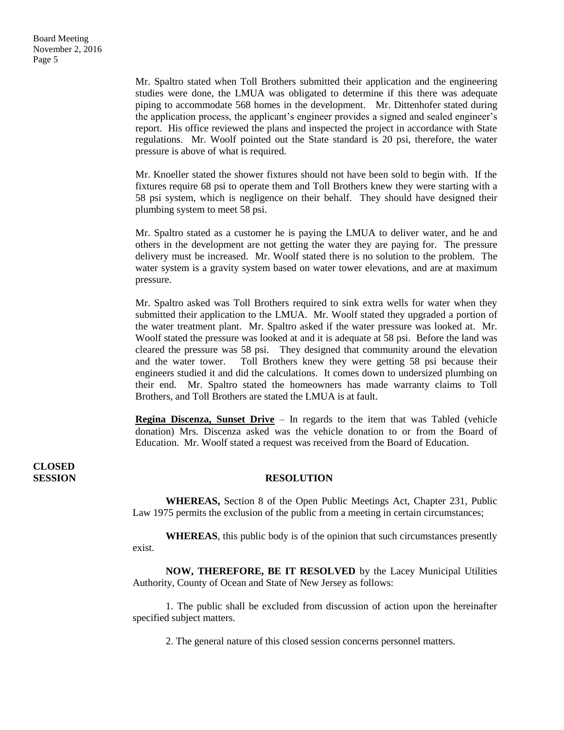Mr. Spaltro stated when Toll Brothers submitted their application and the engineering studies were done, the LMUA was obligated to determine if this there was adequate piping to accommodate 568 homes in the development. Mr. Dittenhofer stated during the application process, the applicant's engineer provides a signed and sealed engineer's report. His office reviewed the plans and inspected the project in accordance with State regulations. Mr. Woolf pointed out the State standard is 20 psi, therefore, the water pressure is above of what is required.

Mr. Knoeller stated the shower fixtures should not have been sold to begin with. If the fixtures require 68 psi to operate them and Toll Brothers knew they were starting with a 58 psi system, which is negligence on their behalf. They should have designed their plumbing system to meet 58 psi.

Mr. Spaltro stated as a customer he is paying the LMUA to deliver water, and he and others in the development are not getting the water they are paying for. The pressure delivery must be increased. Mr. Woolf stated there is no solution to the problem. The water system is a gravity system based on water tower elevations, and are at maximum pressure.

Mr. Spaltro asked was Toll Brothers required to sink extra wells for water when they submitted their application to the LMUA. Mr. Woolf stated they upgraded a portion of the water treatment plant. Mr. Spaltro asked if the water pressure was looked at. Mr. Woolf stated the pressure was looked at and it is adequate at 58 psi. Before the land was cleared the pressure was 58 psi. They designed that community around the elevation and the water tower. Toll Brothers knew they were getting 58 psi because their engineers studied it and did the calculations. It comes down to undersized plumbing on their end. Mr. Spaltro stated the homeowners has made warranty claims to Toll Brothers, and Toll Brothers are stated the LMUA is at fault.

**Regina Discenza, Sunset Drive** – In regards to the item that was Tabled (vehicle donation) Mrs. Discenza asked was the vehicle donation to or from the Board of Education. Mr. Woolf stated a request was received from the Board of Education.

**CLOSED SESSION**

**RESOLUTION**

**WHEREAS,** Section 8 of the Open Public Meetings Act, Chapter 231, Public Law 1975 permits the exclusion of the public from a meeting in certain circumstances;

**WHEREAS**, this public body is of the opinion that such circumstances presently exist.

**NOW, THEREFORE, BE IT RESOLVED** by the Lacey Municipal Utilities Authority, County of Ocean and State of New Jersey as follows:

1. The public shall be excluded from discussion of action upon the hereinafter specified subject matters.

2. The general nature of this closed session concerns personnel matters.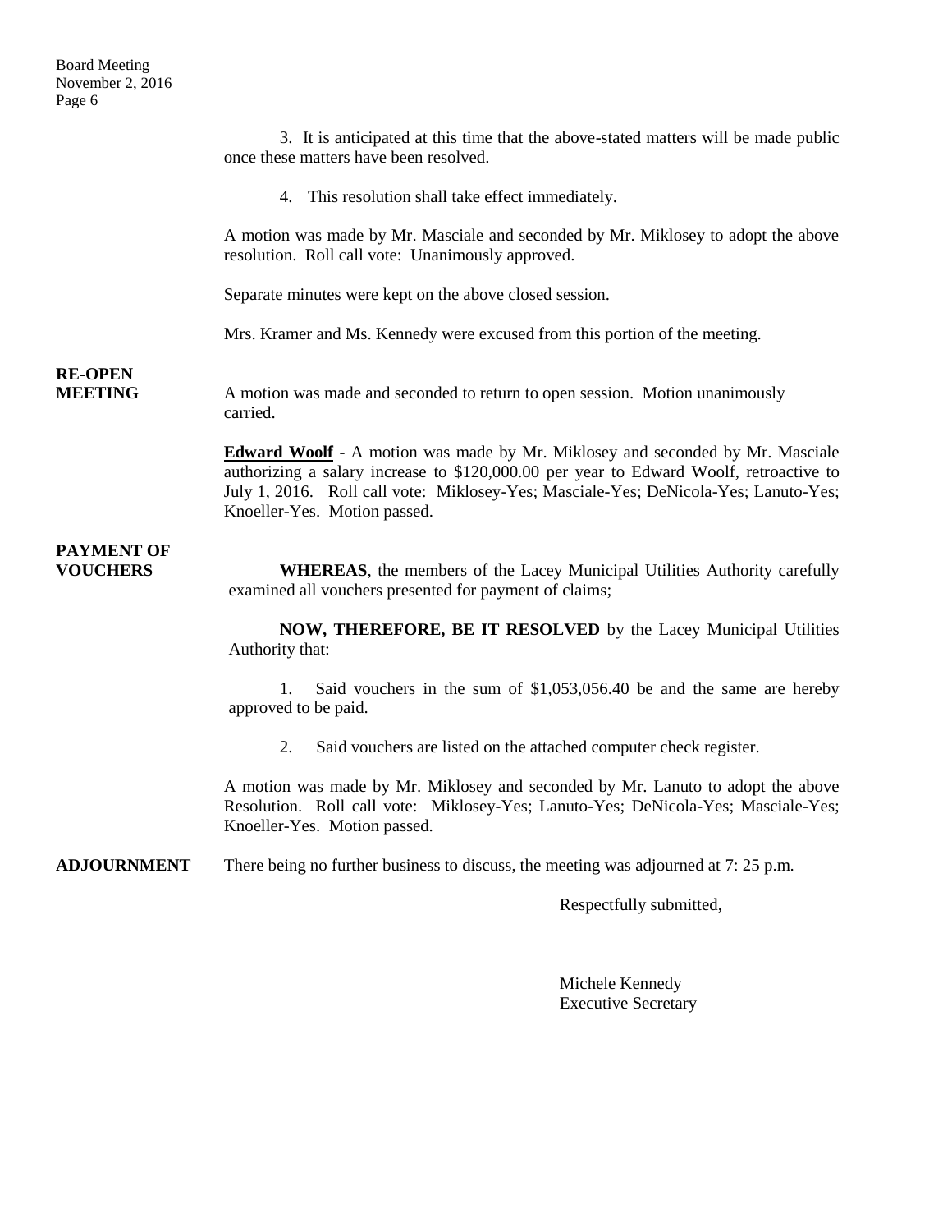3. It is anticipated at this time that the above-stated matters will be made public once these matters have been resolved.

4. This resolution shall take effect immediately.

A motion was made by Mr. Masciale and seconded by Mr. Miklosey to adopt the above resolution. Roll call vote: Unanimously approved.

Separate minutes were kept on the above closed session.

Mrs. Kramer and Ms. Kennedy were excused from this portion of the meeting.

**RE-OPEN MEETING**

A motion was made and seconded to return to open session. Motion unanimously carried.

**Edward Woolf** - A motion was made by Mr. Miklosey and seconded by Mr. Masciale authorizing a salary increase to $120,000.00 per year to Edward Woolf, retroactive to July 1, 2016. Roll call vote: Miklosey-Yes; Masciale-Yes; DeNicola-Yes; Lanuto-Yes; Knoeller-Yes. Motion passed.

**PAYMENT OF VOUCHERS**

**WHEREAS**, the members of the Lacey Municipal Utilities Authority carefully examined all vouchers presented for payment of claims;

**NOW, THEREFORE, BE IT RESOLVED** by the Lacey Municipal Utilities Authority that:

1. Said vouchers in the sum of $1,053,056.40 be and the same are hereby approved to be paid.

2. Said vouchers are listed on the attached computer check register.

A motion was made by Mr. Miklosey and seconded by Mr. Lanuto to adopt the above Resolution. Roll call vote: Miklosey-Yes; Lanuto-Yes; DeNicola-Yes; Masciale-Yes; Knoeller-Yes. Motion passed.

**ADJOURNMENT**

There being no further business to discuss, the meeting was adjourned at 7: 25 p.m.

Respectfully submitted,

Michele Kennedy
Executive Secretary